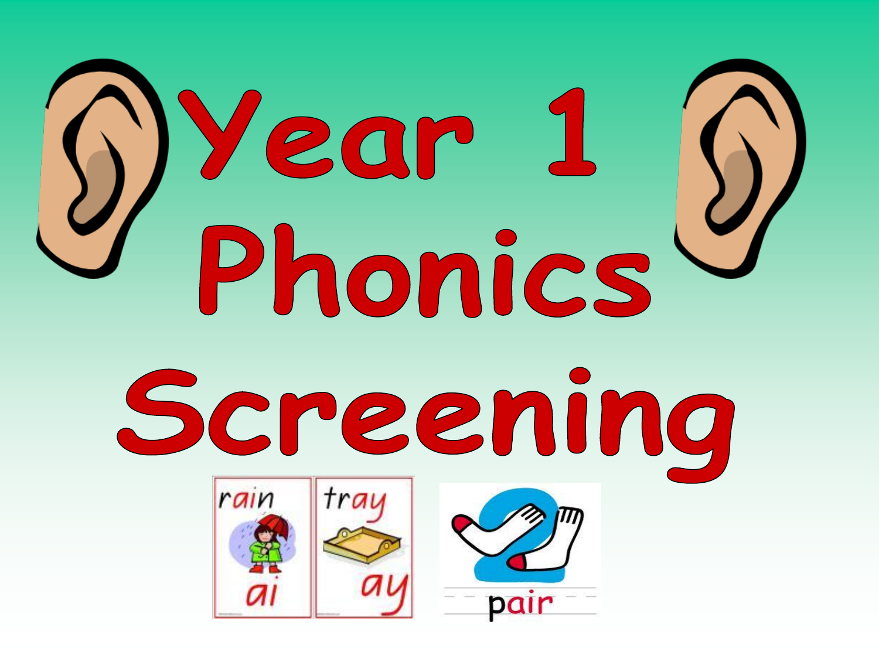# Year 1 Phonics Screening

rain

ai

tray

ay

pair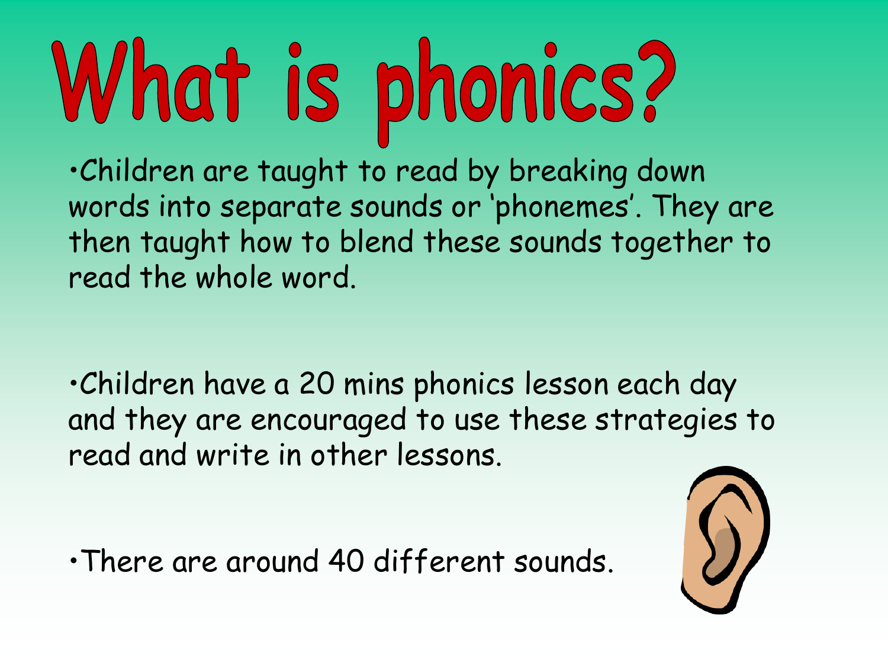# What is phonics?

- Children are taught to read by breaking down words into separate sounds or 'phonemes'. They are then taught how to blend these sounds together to read the whole word.

- Children have a 20 mins phonics lesson each day and they are encouraged to use these strategies to read and write in other lessons.

- There are around 40 different sounds.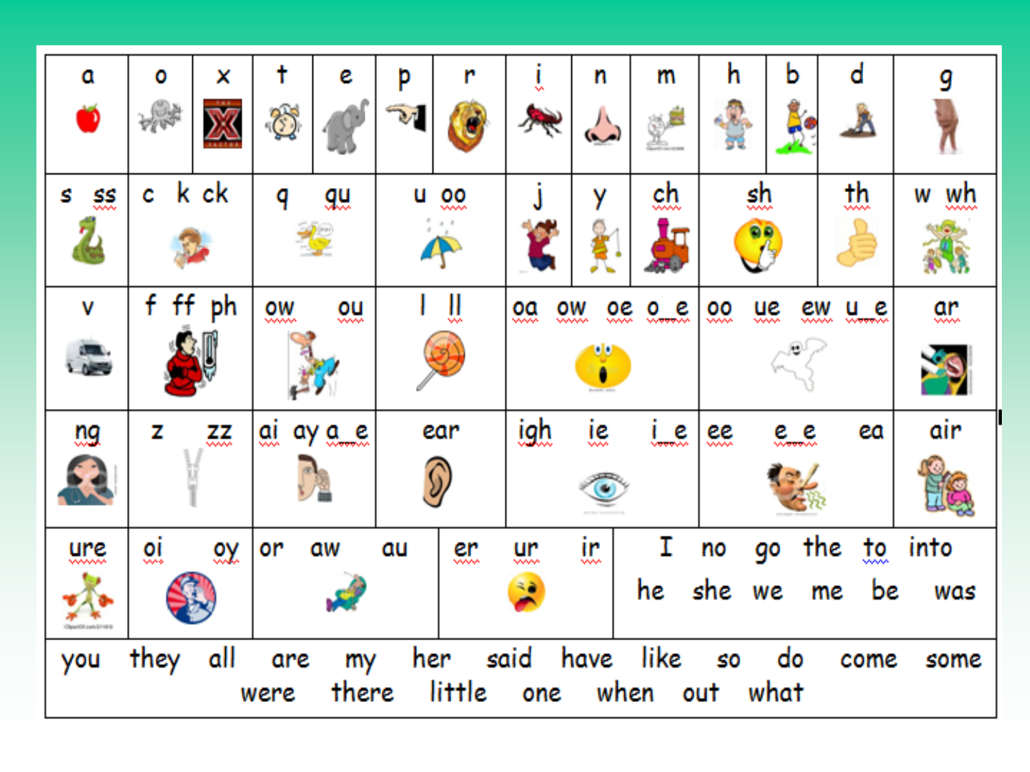| a | o | x | t | e | p | r | i | n | m | h | b | d | g |
|---|---|---|---|---|---|---|---|---|---|---|---|---|---|
| s ss | c k ck | q qu | u oo | j | y | ch | sh | th | w wh |
| v | f ff ph | ow ou | l ll | oa ow oe o_e | oo ue ew u_e | ar |
| ng | z zz | ai ay a_e | ear | igh ie i_e | ee e_e ea | air |
| ure | oi oy | or aw au | er ur ir | I no go the to into he she we me be was |

you they all are my her said have like so do come some were there little one when out what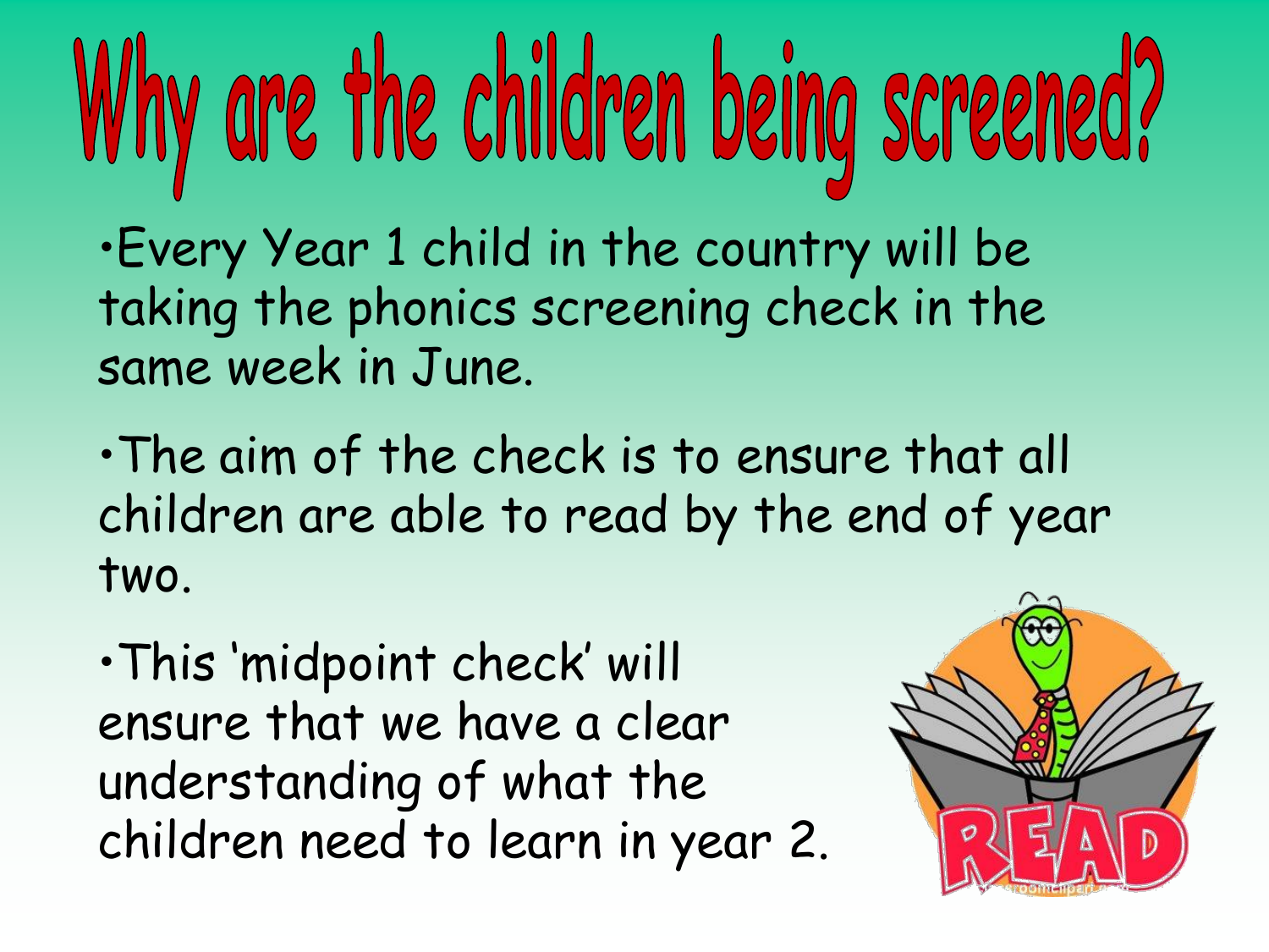# Why are the children being screened?

- Every Year 1 child in the country will be taking the phonics screening check in the same week in June.
- The aim of the check is to ensure that all children are able to read by the end of year two.
- This 'midpoint check' will ensure that we have a clear understanding of what the children need to learn in year 2.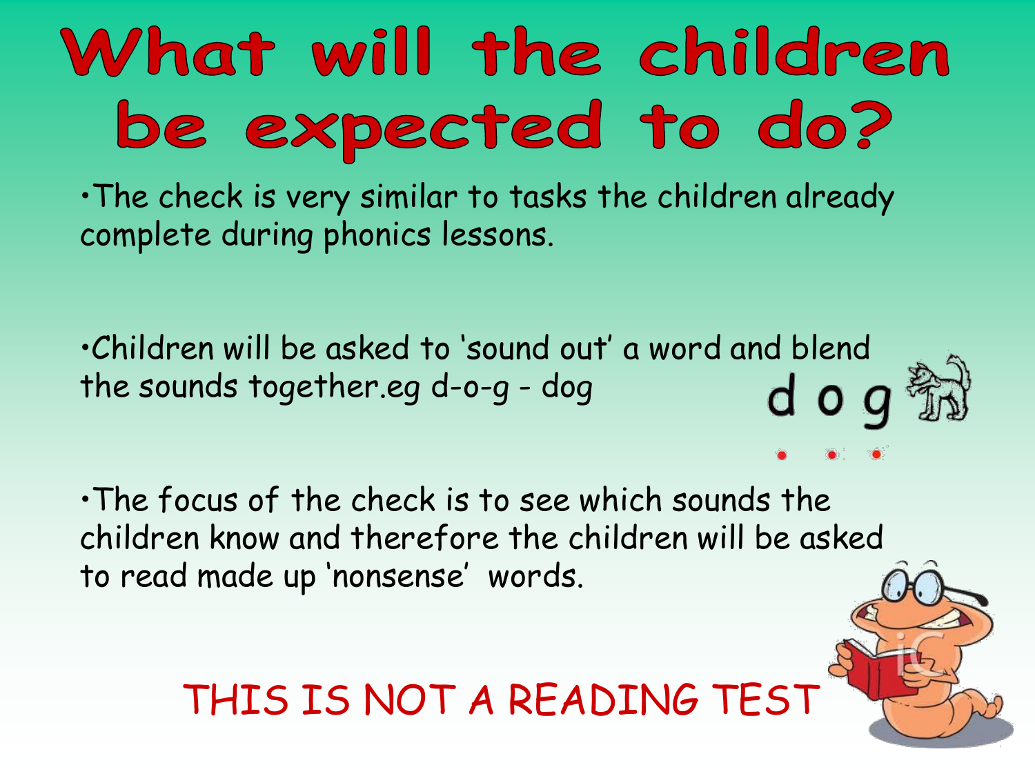# What will the children be expected to do?

- The check is very similar to tasks the children already complete during phonics lessons.

- Children will be asked to 'sound out' a word and blend the sounds together.eg d-o-g - dog

- The focus of the check is to see which sounds the children know and therefore the children will be asked to read made up 'nonsense' words.

THIS IS NOT A READING TEST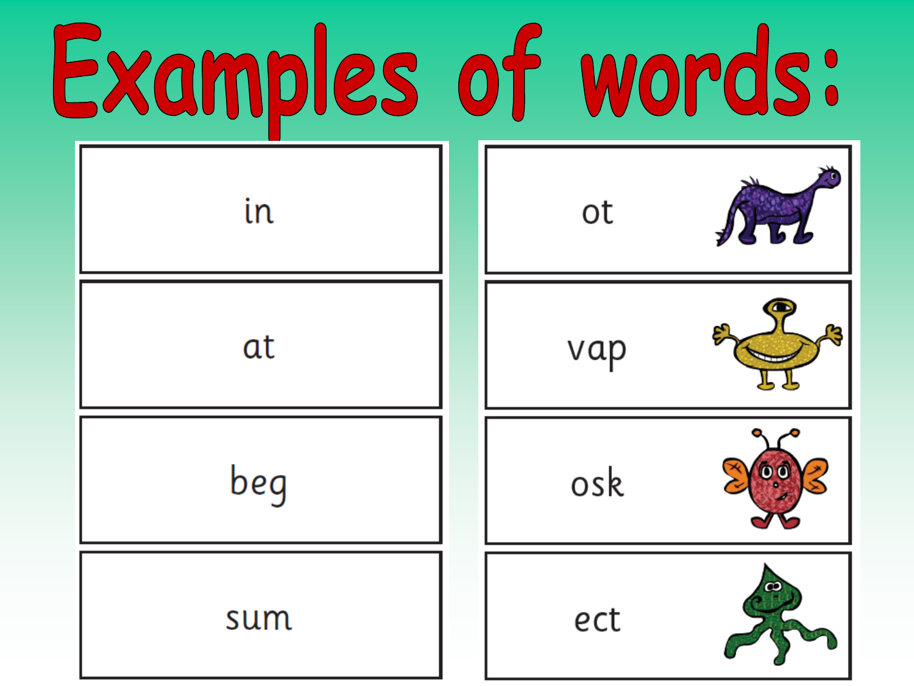# Examples of words:

| | |
|---|---|
| in | ot |
| at | vap |
| beg | osk |
| sum | ect |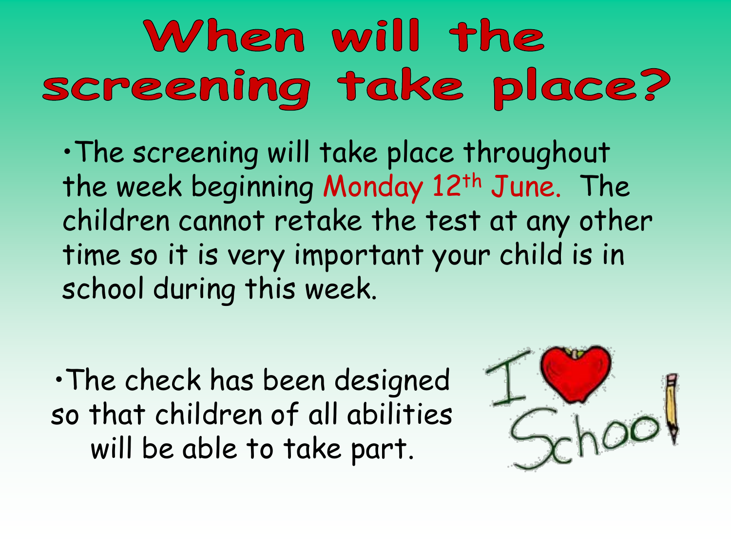# When will the screening take place?

- The screening will take place throughout the week beginning Monday 12th June. The children cannot retake the test at any other time so it is very important your child is in school during this week.

- The check has been designed so that children of all abilities will be able to take part.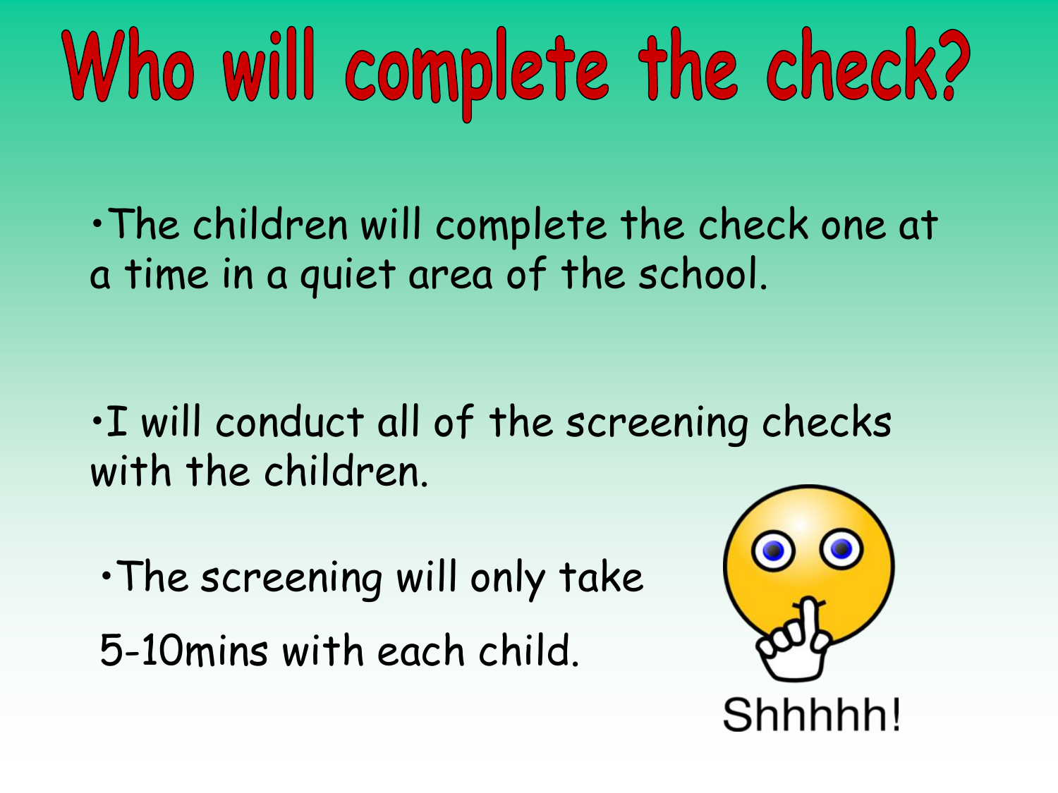# Who will complete the check?

- The children will complete the check one at a time in a quiet area of the school.

- I will conduct all of the screening checks with the children.

- The screening will only take 5-10mins with each child.

Shhhhh!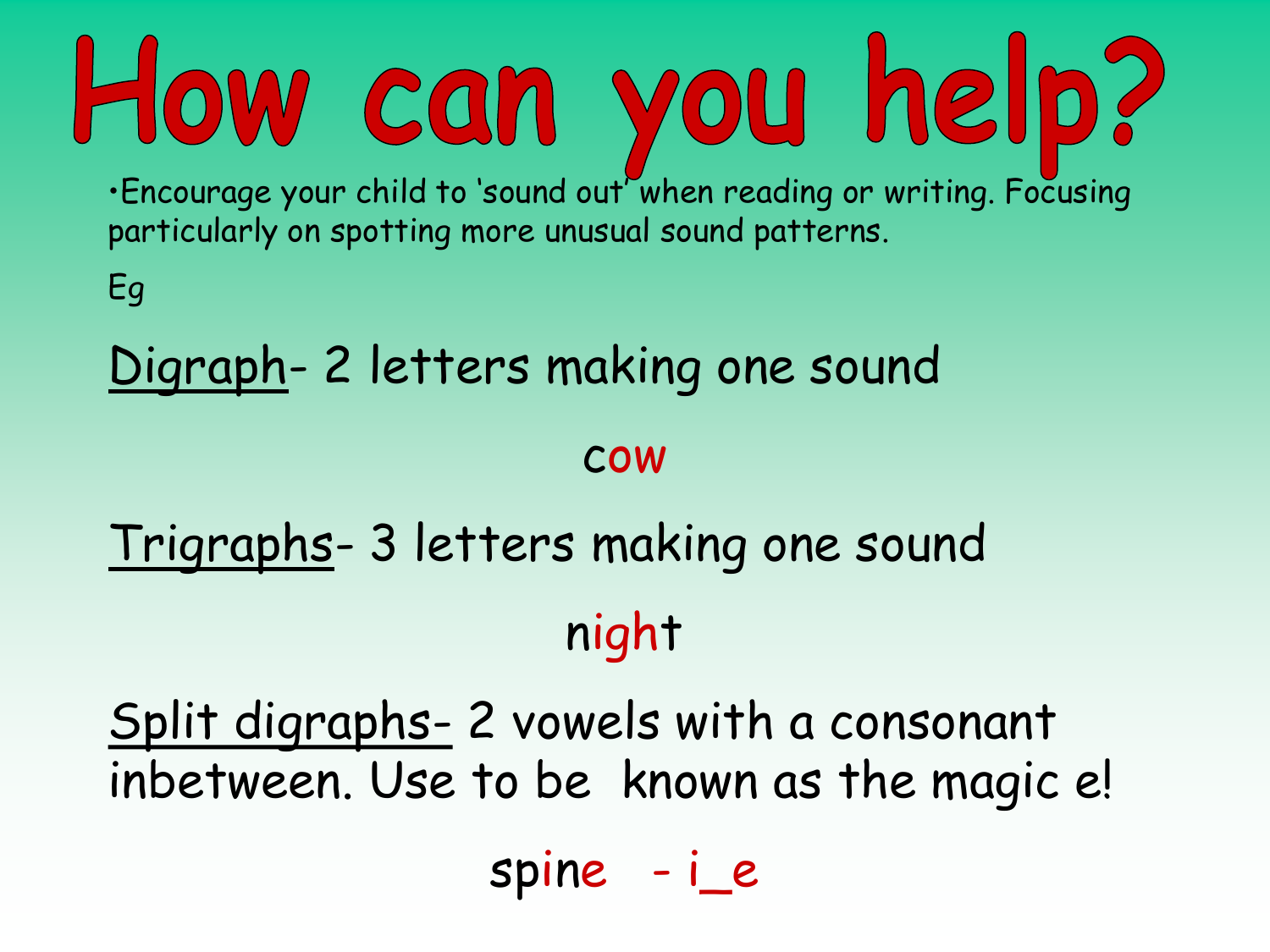# How can you help?

- Encourage your child to 'sound out' when reading or writing. Focusing particularly on spotting more unusual sound patterns.

Eg

<u>Digraph</u>- 2 letters making one sound

cow

<u>Trigraphs</u>- 3 letters making one sound

night

<u>Split digraphs-</u> 2 vowels with a consonant inbetween. Use to be known as the magic e!

spine - i_e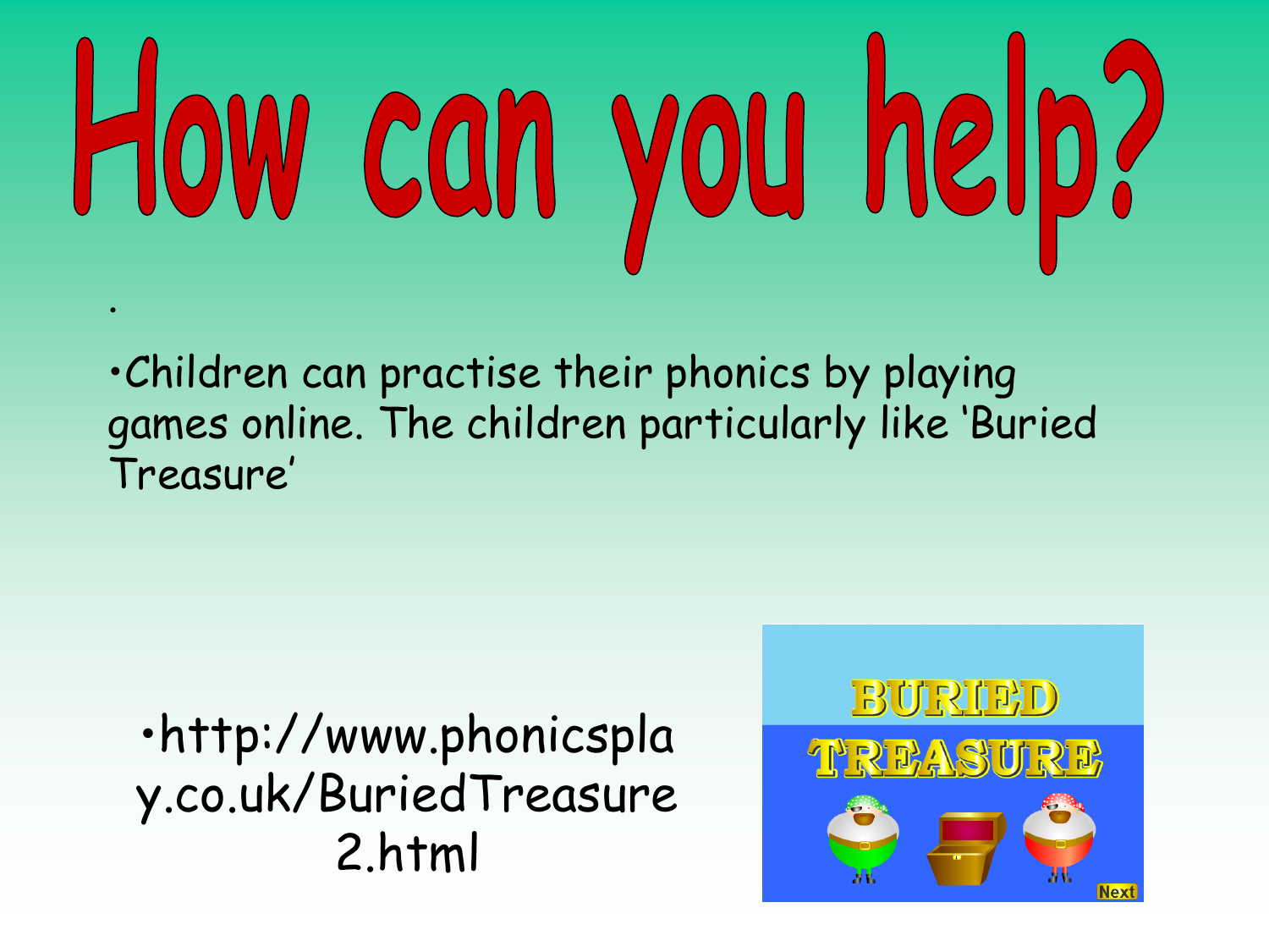# How can you help?

- Children can practise their phonics by playing games online. The children particularly like 'Buried Treasure'

- http://www.phonicsplay.co.uk/BuriedTreasure2.html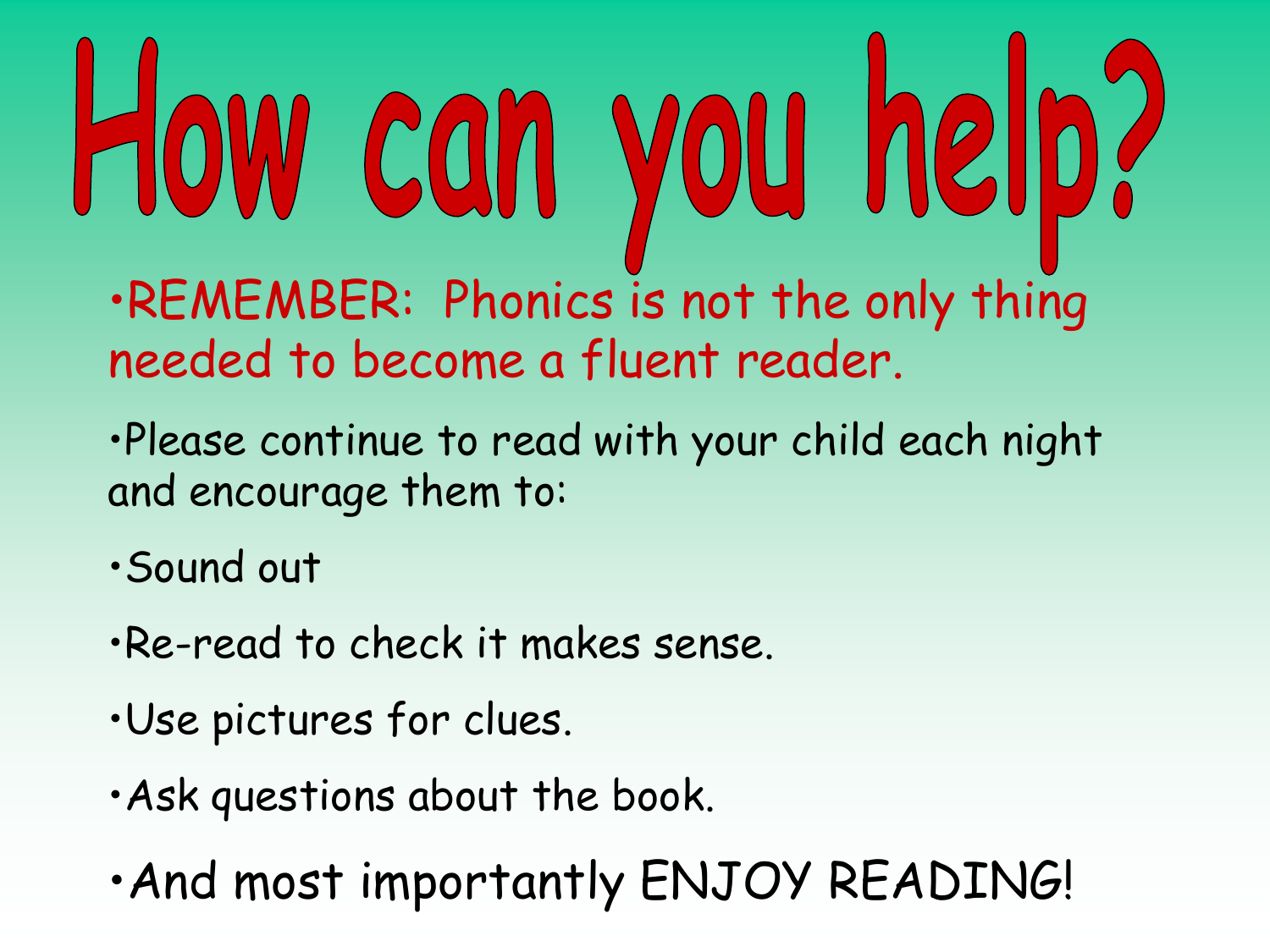# How can you help?

- REMEMBER: Phonics is not the only thing needed to become a fluent reader.
- Please continue to read with your child each night and encourage them to:
- Sound out
- Re-read to check it makes sense.
- Use pictures for clues.
- Ask questions about the book.
- And most importantly ENJOY READING!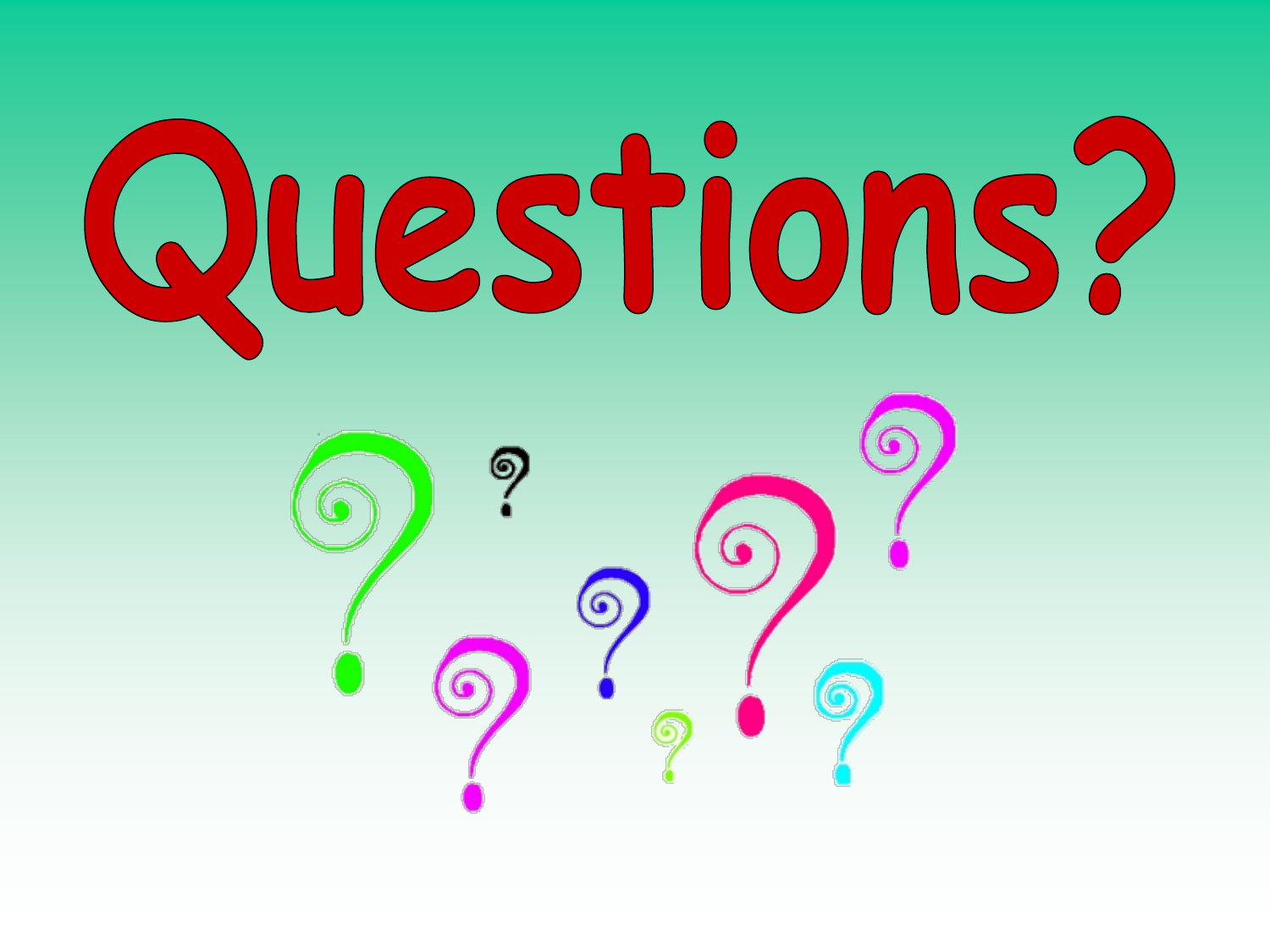# Questions?